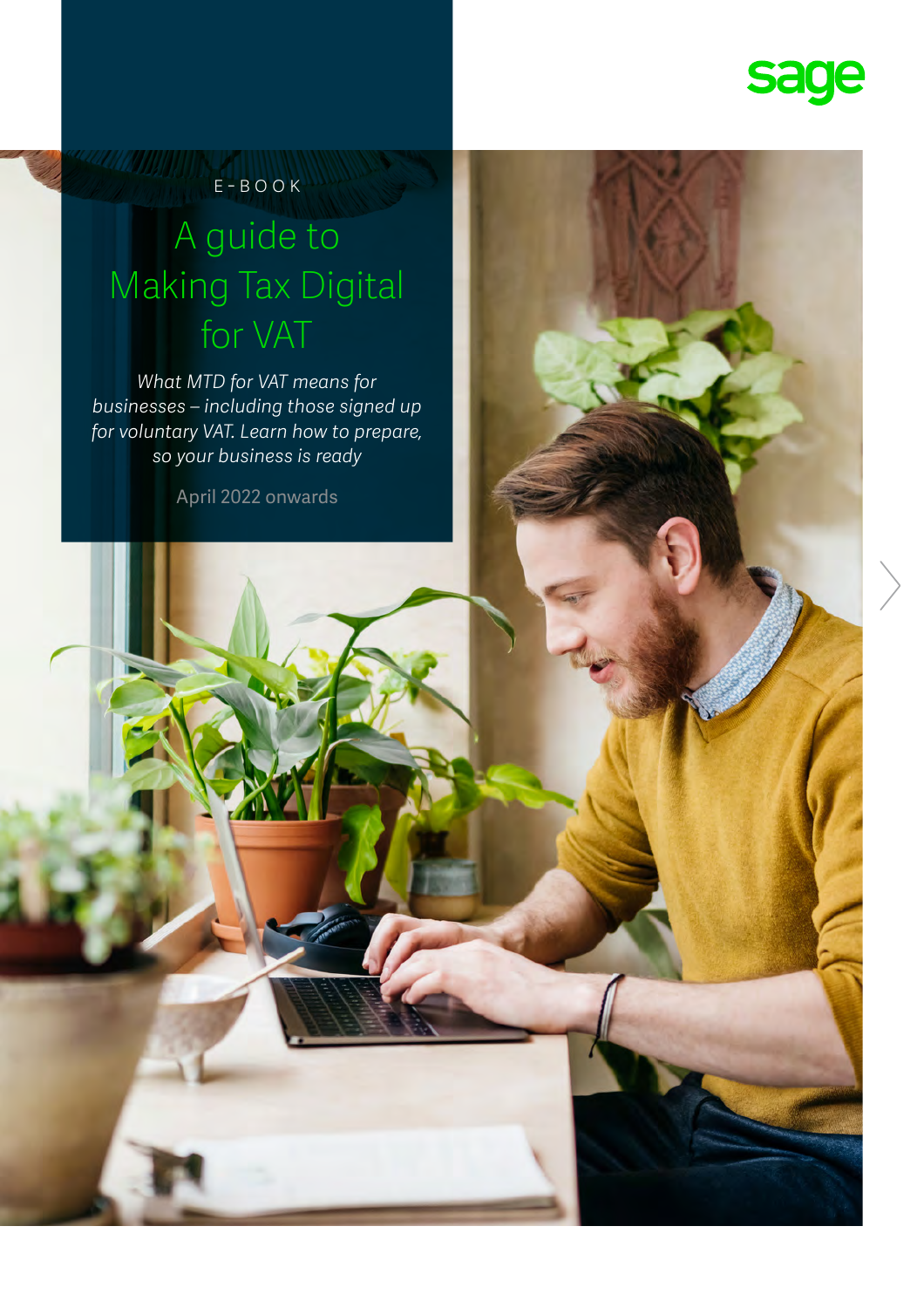sage

E-BOOK

# A guide to Making Tax Digital for VAT

*What MTD for VAT means for businesses – including those signed up for voluntary VAT. Learn how to prepare, so your business is ready*

April 2022 onwards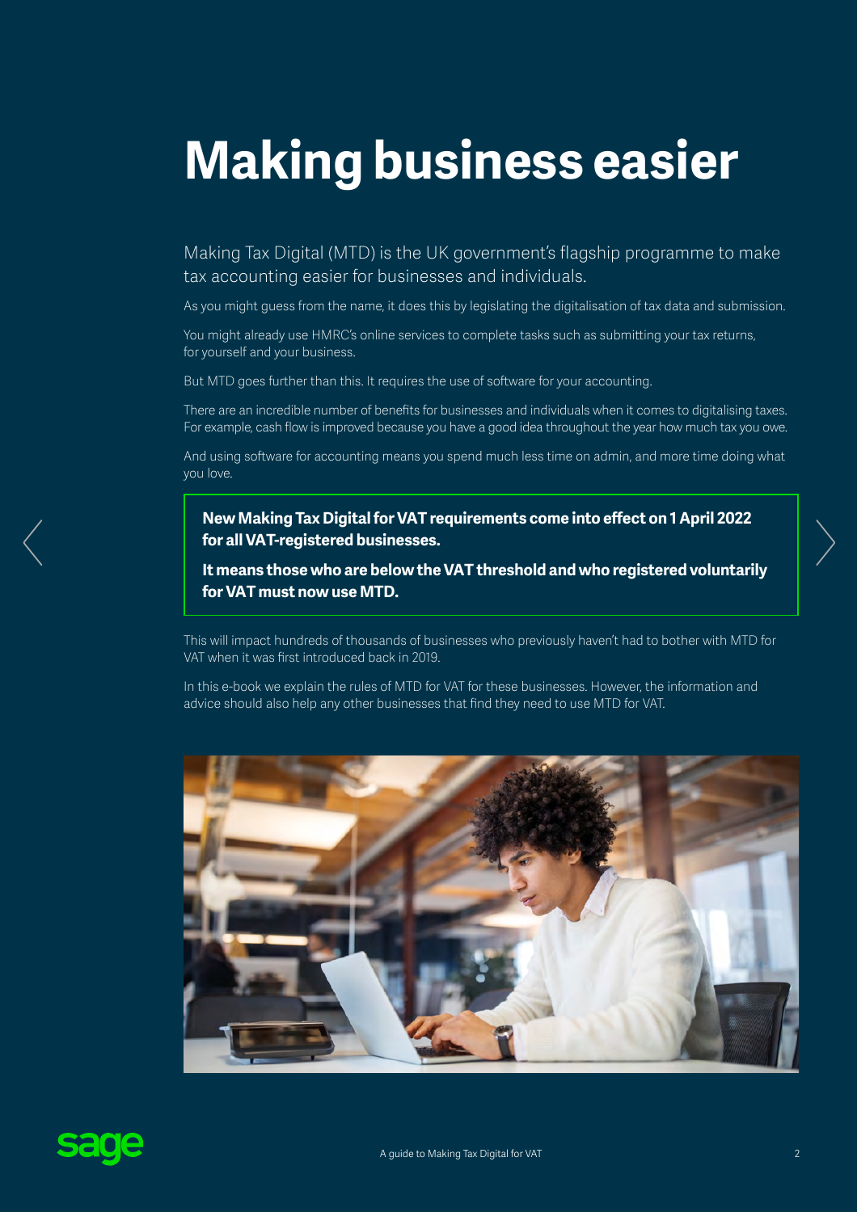# Making business easier

Making Tax Digital (MTD) is the UK government's flagship programme to make tax accounting easier for businesses and individuals.

As you might guess from the name, it does this by legislating the digitalisation of tax data and submission.

You might already use HMRC's online services to complete tasks such as submitting your tax returns, for yourself and your business.

But MTD goes further than this. It requires the use of software for your accounting.

There are an incredible number of benefits for businesses and individuals when it comes to digitalising taxes. For example, cash flow is improved because you have a good idea throughout the year how much tax you owe.

And using software for accounting means you spend much less time on admin, and more time doing what you love.

**New Making Tax Digital for VAT requirements come into effect on 1 April 2022 for all VAT-registered businesses.**

**It means those who are below the VAT threshold and who registered voluntarily for VAT must now use MTD.**

This will impact hundreds of thousands of businesses who previously haven't had to bother with MTD for VAT when it was first introduced back in 2019.

In this e-book we explain the rules of MTD for VAT for these businesses. However, the information and advice should also help any other businesses that find they need to use MTD for VAT.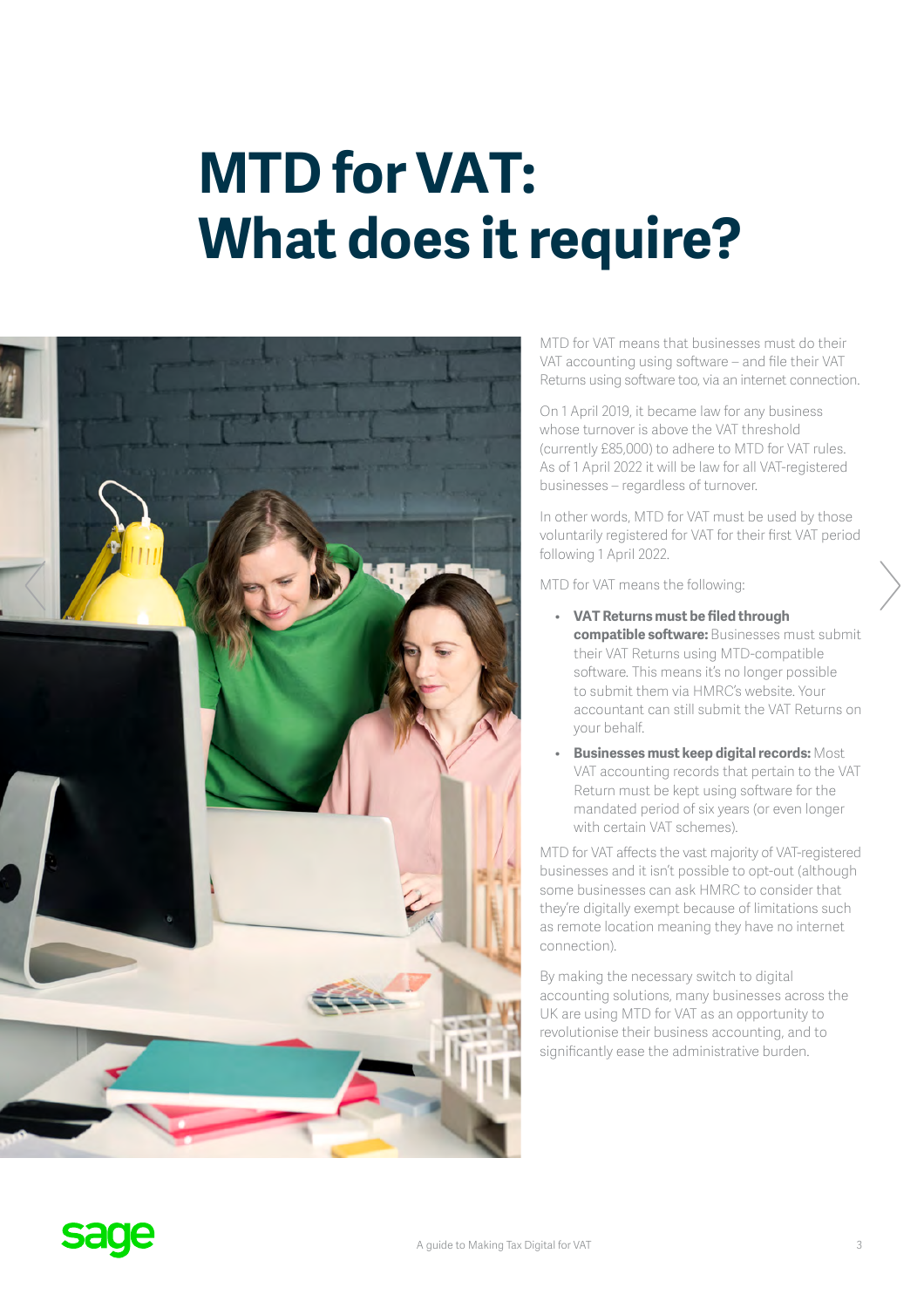# MTD for VAT: What does it require?

MTD for VAT means that businesses must do their VAT accounting using software – and file their VAT Returns using software too, via an internet connection.

On 1 April 2019, it became law for any business whose turnover is above the VAT threshold (currently £85,000) to adhere to MTD for VAT rules. As of 1 April 2022 it will be law for all VAT-registered businesses – regardless of turnover.

In other words, MTD for VAT must be used by those voluntarily registered for VAT for their first VAT period following 1 April 2022.

MTD for VAT means the following:

- **VAT Returns must be filed through compatible software:** Businesses must submit their VAT Returns using MTD-compatible software. This means it's no longer possible to submit them via HMRC's website. Your accountant can still submit the VAT Returns on your behalf.
- **Businesses must keep digital records:** Most VAT accounting records that pertain to the VAT Return must be kept using software for the mandated period of six years (or even longer with certain VAT schemes).

MTD for VAT affects the vast majority of VAT-registered businesses and it isn't possible to opt-out (although some businesses can ask HMRC to consider that they're digitally exempt because of limitations such as remote location meaning they have no internet connection).

By making the necessary switch to digital accounting solutions, many businesses across the UK are using MTD for VAT as an opportunity to revolutionise their business accounting, and to significantly ease the administrative burden.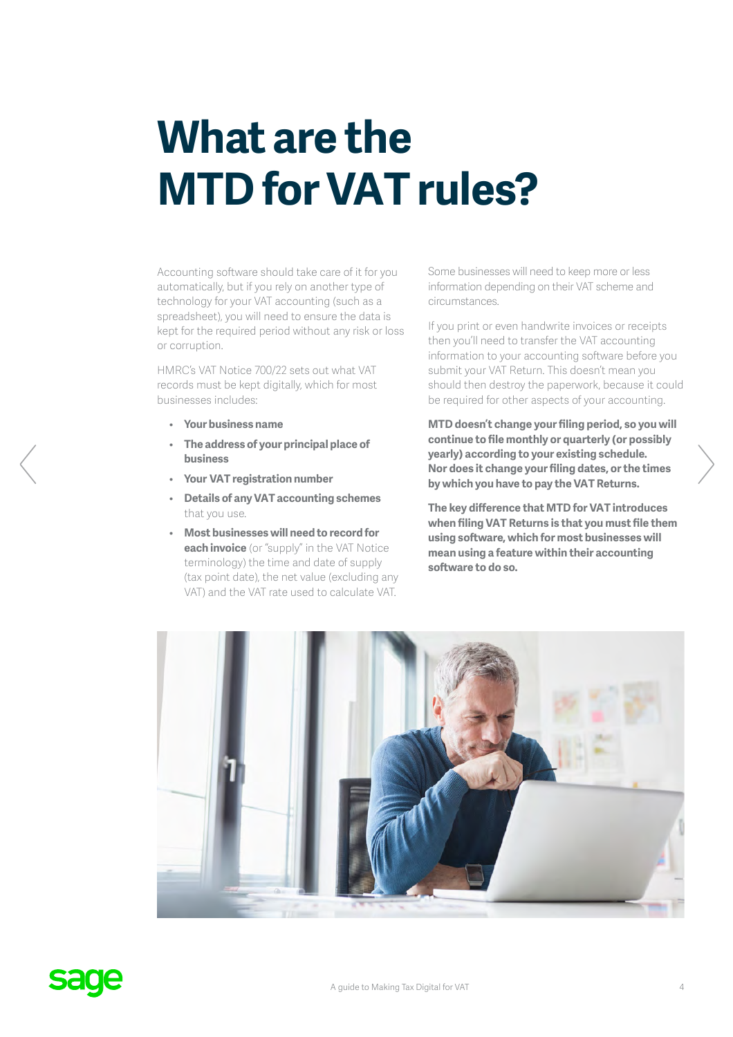# What are the MTD for VAT rules?

Accounting software should take care of it for you automatically, but if you rely on another type of technology for your VAT accounting (such as a spreadsheet), you will need to ensure the data is kept for the required period without any risk or loss or corruption.

HMRC's VAT Notice 700/22 sets out what VAT records must be kept digitally, which for most businesses includes:

- **Your business name**
- **The address of your principal place of business**
- **Your VAT registration number**
- **Details of any VAT accounting schemes** that you use.
- **Most businesses will need to record for each invoice** (or "supply" in the VAT Notice terminology) the time and date of supply (tax point date), the net value (excluding any VAT) and the VAT rate used to calculate VAT.

Some businesses will need to keep more or less information depending on their VAT scheme and circumstances.

If you print or even handwrite invoices or receipts then you'll need to transfer the VAT accounting information to your accounting software before you submit your VAT Return. This doesn't mean you should then destroy the paperwork, because it could be required for other aspects of your accounting.

**MTD doesn't change your filing period, so you will continue to file monthly or quarterly (or possibly yearly) according to your existing schedule. Nor does it change your filing dates, or the times by which you have to pay the VAT Returns.**

**The key difference that MTD for VAT introduces when filing VAT Returns is that you must file them using software, which for most businesses will mean using a feature within their accounting software to do so.**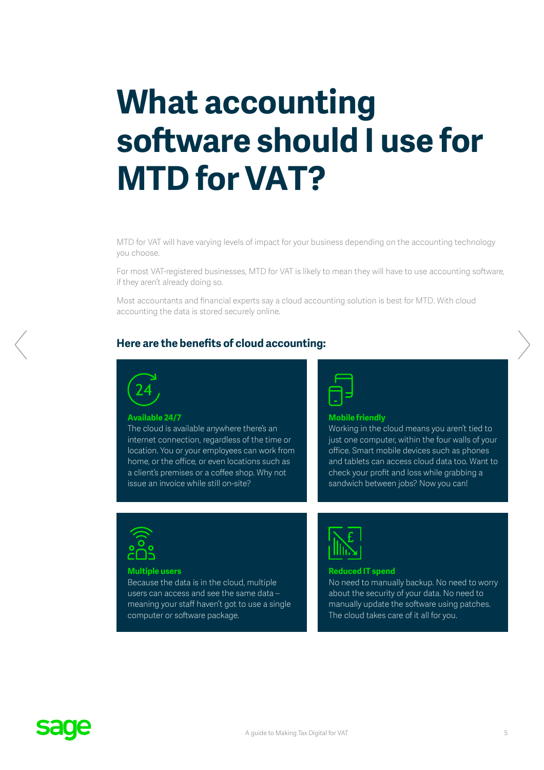# What accounting software should I use for MTD for VAT?

MTD for VAT will have varying levels of impact for your business depending on the accounting technology you choose.

For most VAT-registered businesses, MTD for VAT is likely to mean they will have to use accounting software, if they aren't already doing so.

Most accountants and financial experts say a cloud accounting solution is best for MTD. With cloud accounting the data is stored securely online.

## Here are the benefits of cloud accounting:

**Available 24/7**
The cloud is available anywhere there's an internet connection, regardless of the time or location. You or your employees can work from home, or the office, or even locations such as a client's premises or a coffee shop. Why not issue an invoice while still on-site?

**Mobile friendly**
Working in the cloud means you aren't tied to just one computer, within the four walls of your office. Smart mobile devices such as phones and tablets can access cloud data too. Want to check your profit and loss while grabbing a sandwich between jobs? Now you can!

**Multiple users**
Because the data is in the cloud, multiple users can access and see the same data – meaning your staff haven't got to use a single computer or software package.

**Reduced IT spend**
No need to manually backup. No need to worry about the security of your data. No need to manually update the software using patches. The cloud takes care of it all for you.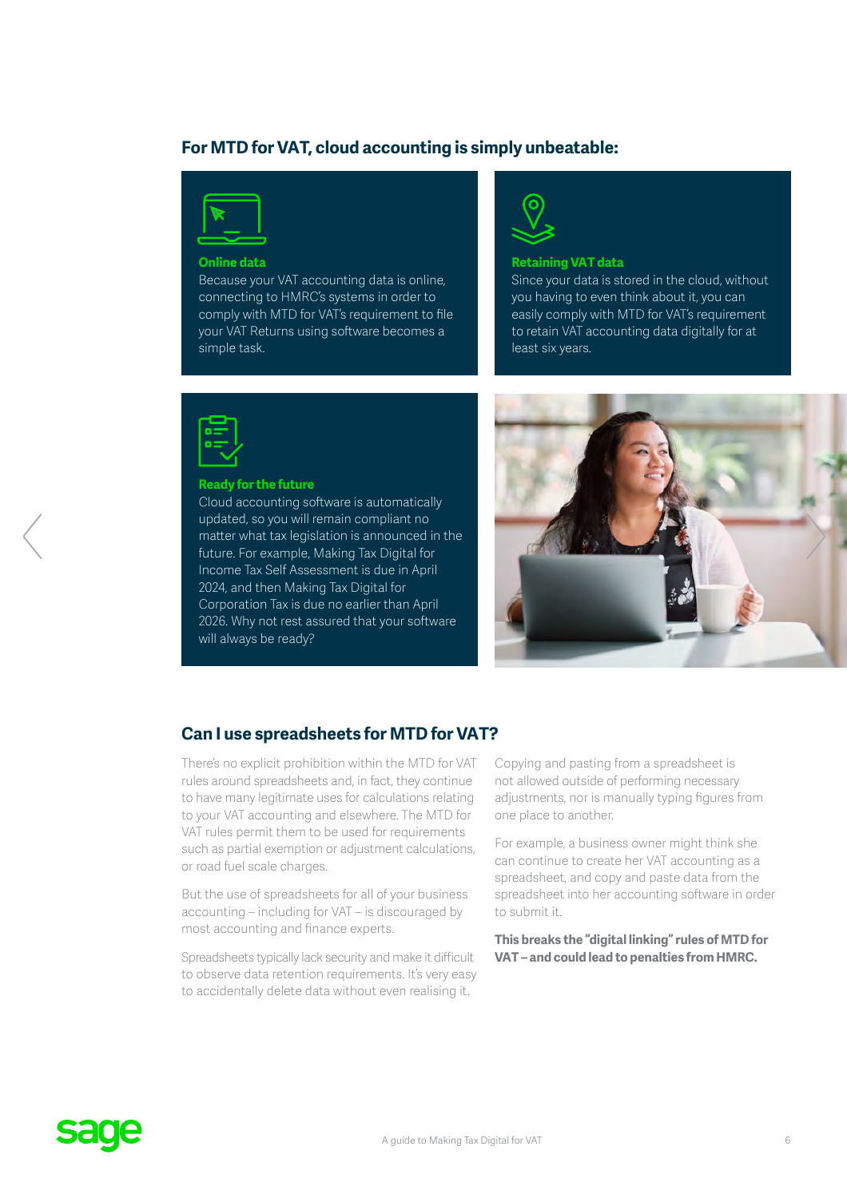## For MTD for VAT, cloud accounting is simply unbeatable:

**Online data**
Because your VAT accounting data is online, connecting to HMRC's systems in order to comply with MTD for VAT's requirement to file your VAT Returns using software becomes a simple task.

**Retaining VAT data**
Since your data is stored in the cloud, without you having to even think about it, you can easily comply with MTD for VAT's requirement to retain VAT accounting data digitally for at least six years.

**Ready for the future**
Cloud accounting software is automatically updated, so you will remain compliant no matter what tax legislation is announced in the future. For example, Making Tax Digital for Income Tax Self Assessment is due in April 2024, and then Making Tax Digital for Corporation Tax is due no earlier than April 2026. Why not rest assured that your software will always be ready?

## Can I use spreadsheets for MTD for VAT?

There's no explicit prohibition within the MTD for VAT rules around spreadsheets and, in fact, they continue to have many legitimate uses for calculations relating to your VAT accounting and elsewhere. The MTD for VAT rules permit them to be used for requirements such as partial exemption or adjustment calculations, or road fuel scale charges.

But the use of spreadsheets for all of your business accounting – including for VAT – is discouraged by most accounting and finance experts.

Spreadsheets typically lack security and make it difficult to observe data retention requirements. It's very easy to accidentally delete data without even realising it.

Copying and pasting from a spreadsheet is not allowed outside of performing necessary adjustments, nor is manually typing figures from one place to another.

For example, a business owner might think she can continue to create her VAT accounting as a spreadsheet, and copy and paste data from the spreadsheet into her accounting software in order to submit it.

**This breaks the "digital linking" rules of MTD for VAT – and could lead to penalties from HMRC.**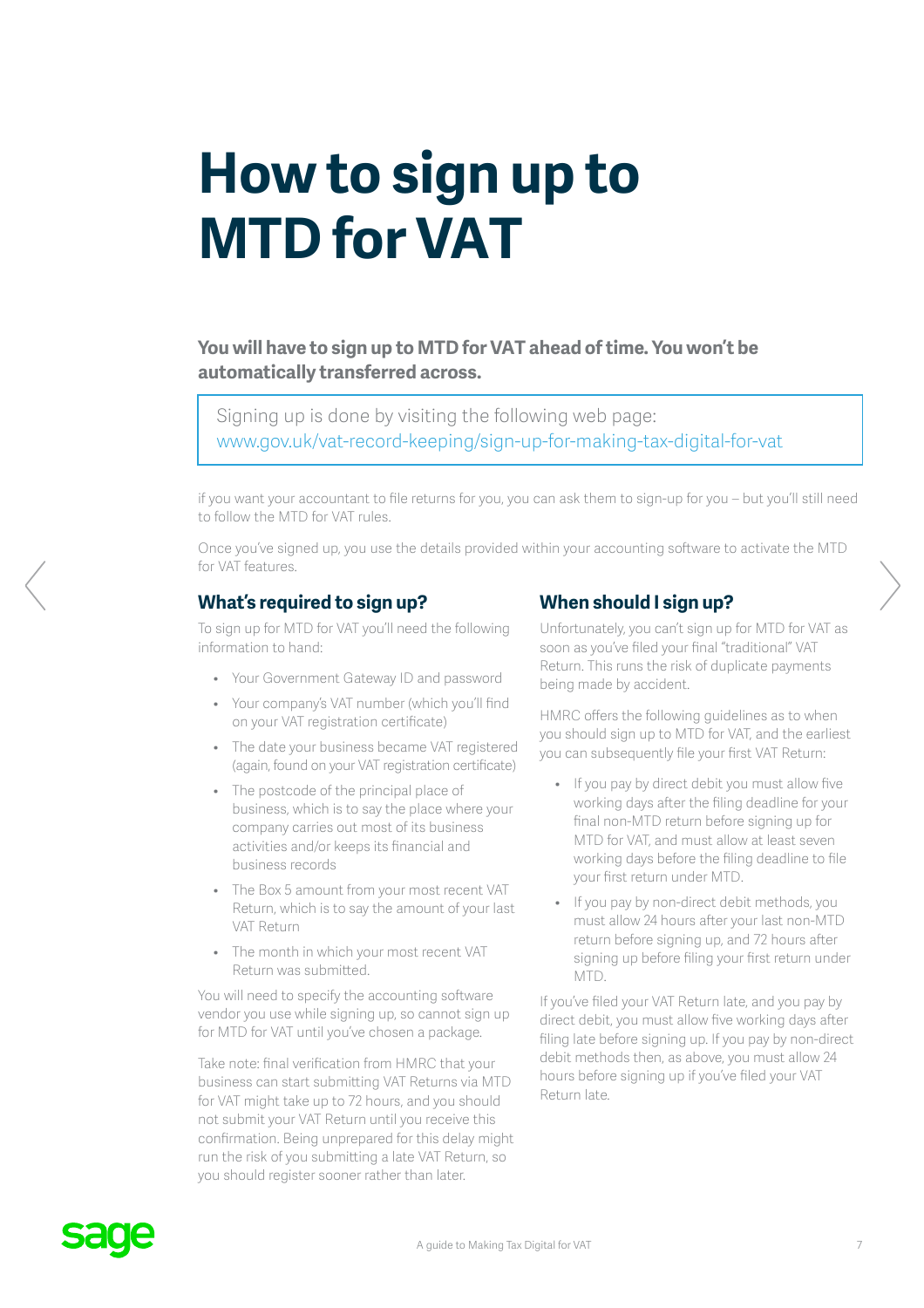# How to sign up to MTD for VAT

**You will have to sign up to MTD for VAT ahead of time. You won't be automatically transferred across.**

> Signing up is done by visiting the following web page:
> www.gov.uk/vat-record-keeping/sign-up-for-making-tax-digital-for-vat

if you want your accountant to file returns for you, you can ask them to sign-up for you – but you'll still need to follow the MTD for VAT rules.

Once you've signed up, you use the details provided within your accounting software to activate the MTD for VAT features.

## What's required to sign up?

To sign up for MTD for VAT you'll need the following information to hand:

- Your Government Gateway ID and password
- Your company's VAT number (which you'll find on your VAT registration certificate)
- The date your business became VAT registered (again, found on your VAT registration certificate)
- The postcode of the principal place of business, which is to say the place where your company carries out most of its business activities and/or keeps its financial and business records
- The Box 5 amount from your most recent VAT Return, which is to say the amount of your last VAT Return
- The month in which your most recent VAT Return was submitted.

You will need to specify the accounting software vendor you use while signing up, so cannot sign up for MTD for VAT until you've chosen a package.

Take note: final verification from HMRC that your business can start submitting VAT Returns via MTD for VAT might take up to 72 hours, and you should not submit your VAT Return until you receive this confirmation. Being unprepared for this delay might run the risk of you submitting a late VAT Return, so you should register sooner rather than later.

## When should I sign up?

Unfortunately, you can't sign up for MTD for VAT as soon as you've filed your final "traditional" VAT Return. This runs the risk of duplicate payments being made by accident.

HMRC offers the following guidelines as to when you should sign up to MTD for VAT, and the earliest you can subsequently file your first VAT Return:

- If you pay by direct debit you must allow five working days after the filing deadline for your final non-MTD return before signing up for MTD for VAT, and must allow at least seven working days before the filing deadline to file your first return under MTD.
- If you pay by non-direct debit methods, you must allow 24 hours after your last non-MTD return before signing up, and 72 hours after signing up before filing your first return under MTD.

If you've filed your VAT Return late, and you pay by direct debit, you must allow five working days after filing late before signing up. If you pay by non-direct debit methods then, as above, you must allow 24 hours before signing up if you've filed your VAT Return late.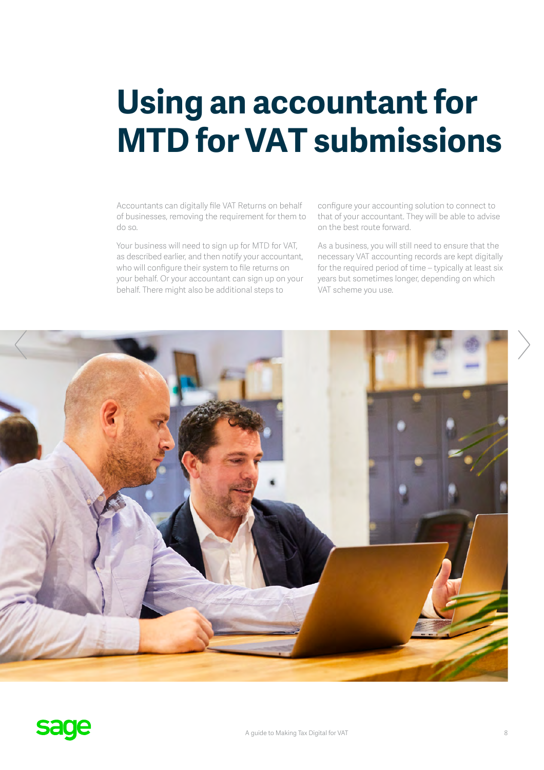# Using an accountant for MTD for VAT submissions

Accountants can digitally file VAT Returns on behalf of businesses, removing the requirement for them to do so.

Your business will need to sign up for MTD for VAT, as described earlier, and then notify your accountant, who will configure their system to file returns on your behalf. Or your accountant can sign up on your behalf. There might also be additional steps to configure your accounting solution to connect to that of your accountant. They will be able to advise on the best route forward.

As a business, you will still need to ensure that the necessary VAT accounting records are kept digitally for the required period of time – typically at least six years but sometimes longer, depending on which VAT scheme you use.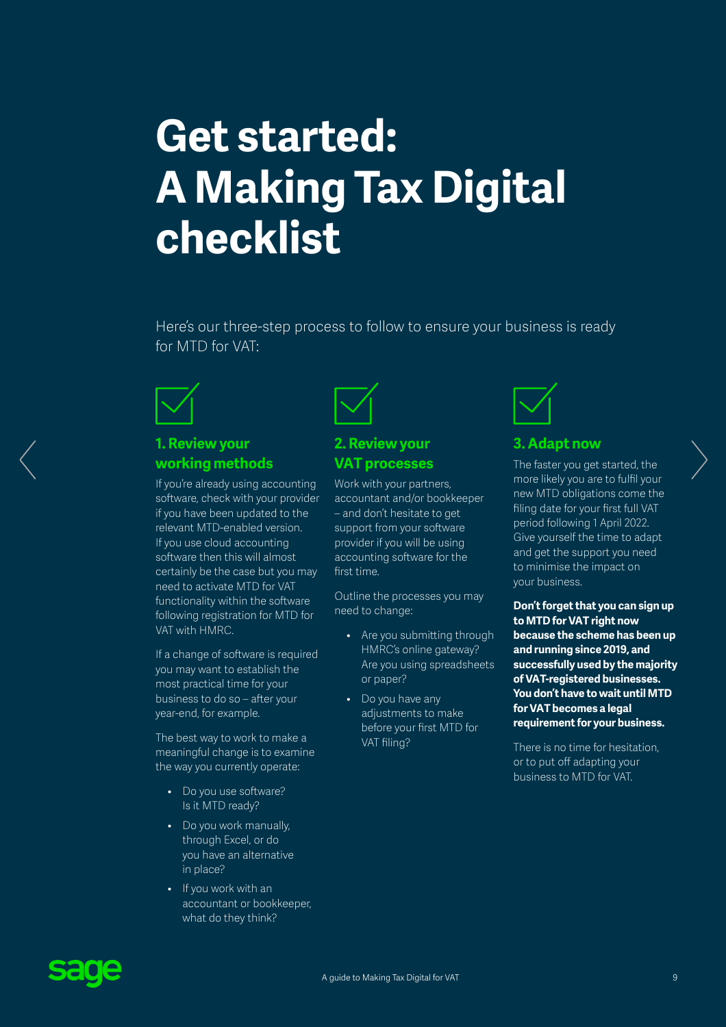# Get started: A Making Tax Digital checklist

Here's our three-step process to follow to ensure your business is ready for MTD for VAT:

## 1. Review your working methods

If you're already using accounting software, check with your provider if you have been updated to the relevant MTD-enabled version. If you use cloud accounting software then this will almost certainly be the case but you may need to activate MTD for VAT functionality within the software following registration for MTD for VAT with HMRC.

If a change of software is required you may want to establish the most practical time for your business to do so – after your year-end, for example.

The best way to work to make a meaningful change is to examine the way you currently operate:

- Do you use software? Is it MTD ready?
- Do you work manually, through Excel, or do you have an alternative in place?
- If you work with an accountant or bookkeeper, what do they think?

## 2. Review your VAT processes

Work with your partners, accountant and/or bookkeeper – and don't hesitate to get support from your software provider if you will be using accounting software for the first time.

Outline the processes you may need to change:

- Are you submitting through HMRC's online gateway? Are you using spreadsheets or paper?
- Do you have any adjustments to make before your first MTD for VAT filing?

## 3. Adapt now

The faster you get started, the more likely you are to fulfil your new MTD obligations come the filing date for your first full VAT period following 1 April 2022. Give yourself the time to adapt and get the support you need to minimise the impact on your business.

**Don't forget that you can sign up to MTD for VAT right now because the scheme has been up and running since 2019, and successfully used by the majority of VAT-registered businesses. You don't have to wait until MTD for VAT becomes a legal requirement for your business.**

There is no time for hesitation, or to put off adapting your business to MTD for VAT.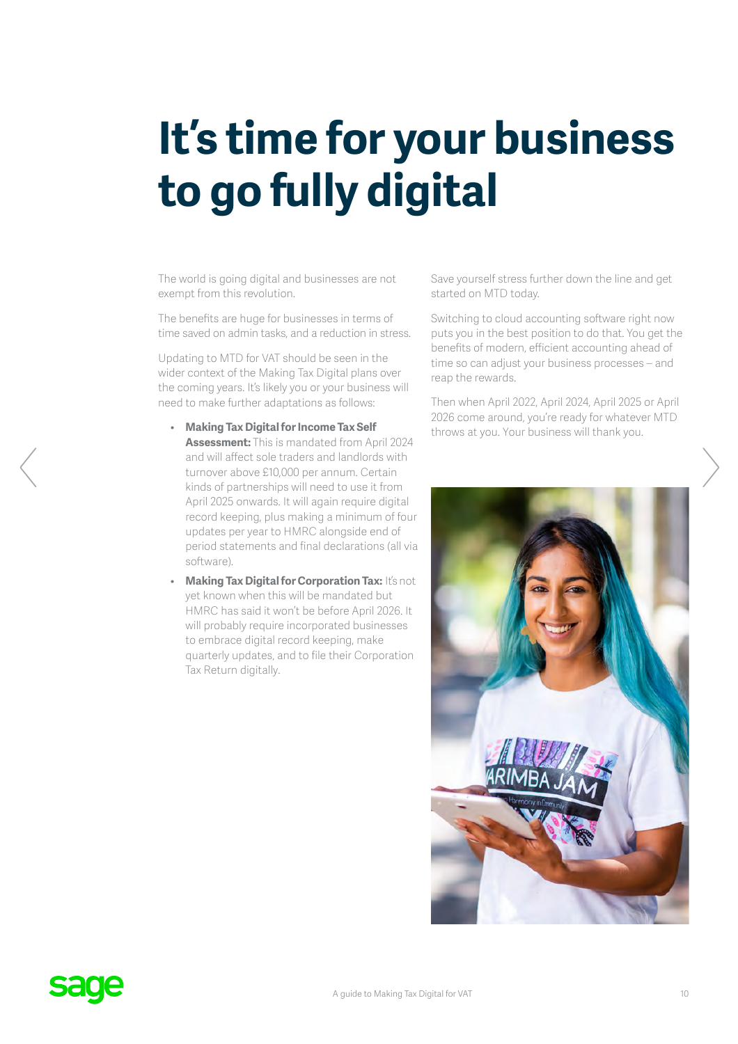# It's time for your business to go fully digital

The world is going digital and businesses are not exempt from this revolution.

The benefits are huge for businesses in terms of time saved on admin tasks, and a reduction in stress.

Updating to MTD for VAT should be seen in the wider context of the Making Tax Digital plans over the coming years. It's likely you or your business will need to make further adaptations as follows:

- **Making Tax Digital for Income Tax Self Assessment:** This is mandated from April 2024 and will affect sole traders and landlords with turnover above £10,000 per annum. Certain kinds of partnerships will need to use it from April 2025 onwards. It will again require digital record keeping, plus making a minimum of four updates per year to HMRC alongside end of period statements and final declarations (all via software).
- **Making Tax Digital for Corporation Tax:** It's not yet known when this will be mandated but HMRC has said it won't be before April 2026. It will probably require incorporated businesses to embrace digital record keeping, make quarterly updates, and to file their Corporation Tax Return digitally.

Save yourself stress further down the line and get started on MTD today.

Switching to cloud accounting software right now puts you in the best position to do that. You get the benefits of modern, efficient accounting ahead of time so can adjust your business processes – and reap the rewards.

Then when April 2022, April 2024, April 2025 or April 2026 come around, you're ready for whatever MTD throws at you. Your business will thank you.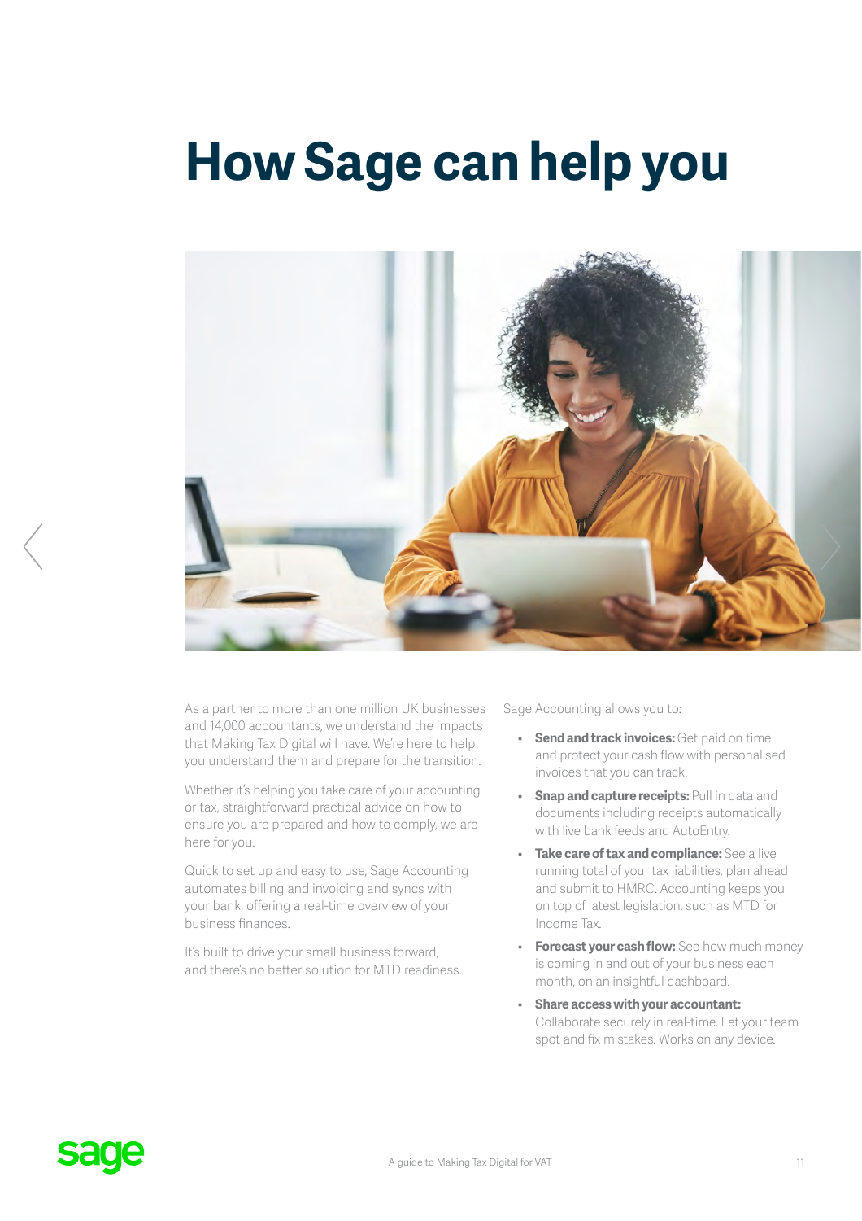# How Sage can help you

As a partner to more than one million UK businesses and 14,000 accountants, we understand the impacts that Making Tax Digital will have. We're here to help you understand them and prepare for the transition.

Whether it's helping you take care of your accounting or tax, straightforward practical advice on how to ensure you are prepared and how to comply, we are here for you.

Quick to set up and easy to use, Sage Accounting automates billing and invoicing and syncs with your bank, offering a real-time overview of your business finances.

It's built to drive your small business forward, and there's no better solution for MTD readiness.

Sage Accounting allows you to:

- **Send and track invoices:** Get paid on time and protect your cash flow with personalised invoices that you can track.
- **Snap and capture receipts:** Pull in data and documents including receipts automatically with live bank feeds and AutoEntry.
- **Take care of tax and compliance:** See a live running total of your tax liabilities, plan ahead and submit to HMRC. Accounting keeps you on top of latest legislation, such as MTD for Income Tax.
- **Forecast your cash flow:** See how much money is coming in and out of your business each month, on an insightful dashboard.
- **Share access with your accountant:** Collaborate securely in real-time. Let your team spot and fix mistakes. Works on any device.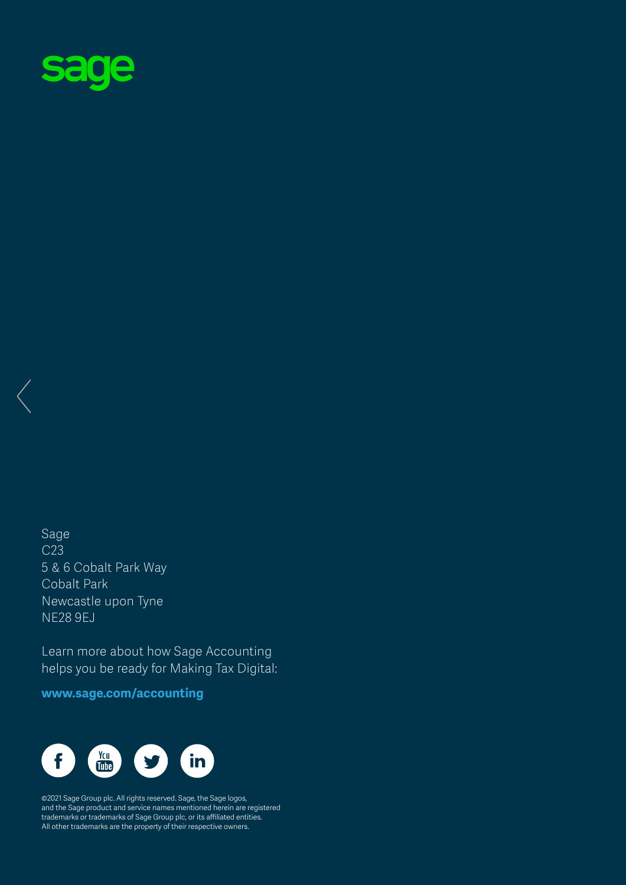sage

Sage
C23
5 & 6 Cobalt Park Way
Cobalt Park
Newcastle upon Tyne
NE28 9EJ

Learn more about how Sage Accounting helps you be ready for Making Tax Digital:

**www.sage.com/accounting**

©2021 Sage Group plc. All rights reserved. Sage, the Sage logos, and the Sage product and service names mentioned herein are registered trademarks or trademarks of Sage Group plc, or its affiliated entities. All other trademarks are the property of their respective owners.